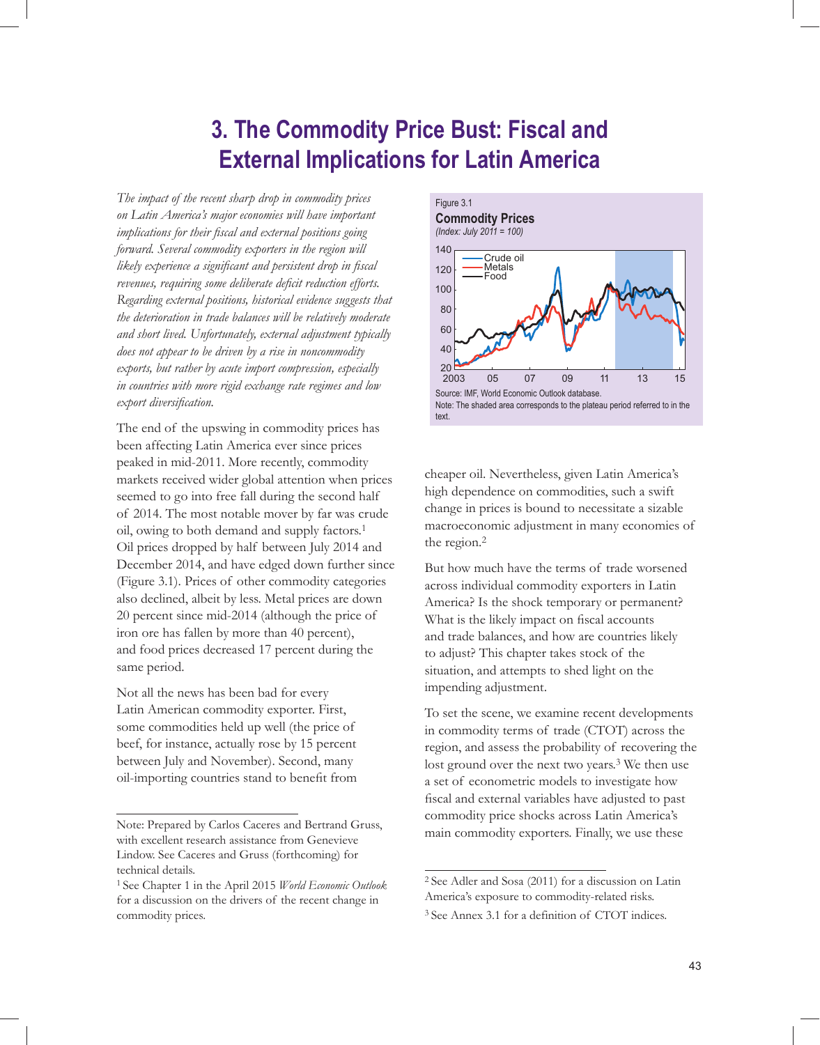# 3. The Commodity Price Bust: Fiscal and External Implications for Latin America

*The impact of the recent sharp drop in commodity prices on Latin America's major economies will have important implications for their fiscal and external positions going forward. Several commodity exporters in the region will likely experience a significant and persistent drop in fiscal revenues, requiring some deliberate deficit reduction efforts. Regarding external positions, historical evidence suggests that the deterioration in trade balances will be relatively moderate and short lived. Unfortunately, external adjustment typically does not appear to be driven by a rise in noncommodity exports, but rather by acute import compression, especially in countries with more rigid exchange rate regimes and low export diversification.*

The end of the upswing in commodity prices has been affecting Latin America ever since prices peaked in mid-2011. More recently, commodity markets received wider global attention when prices seemed to go into free fall during the second half of 2014. The most notable mover by far was crude oil, owing to both demand and supply factors.[1] Oil prices dropped by half between July 2014 and December 2014, and have edged down further since (Figure 3.1). Prices of other commodity categories also declined, albeit by less. Metal prices are down 20 percent since mid-2014 (although the price of iron ore has fallen by more than 40 percent), and food prices decreased 17 percent during the same period.

Not all the news has been bad for every Latin American commodity exporter. First, some commodities held up well (the price of beef, for instance, actually rose by 15 percent between July and November). Second, many oil-importing countries stand to benefit from cheaper oil. Nevertheless, given Latin America's high dependence on commodities, such a swift change in prices is bound to necessitate a sizable macroeconomic adjustment in many economies of the region.[2]

Figure 3.1

**Commodity Prices**

*(Index: July 2011 = 100)*

Source: IMF, World Economic Outlook database.
Note: The shaded area corresponds to the plateau period referred to in the text.

But how much have the terms of trade worsened across individual commodity exporters in Latin America? Is the shock temporary or permanent? What is the likely impact on fiscal accounts and trade balances, and how are countries likely to adjust? This chapter takes stock of the situation, and attempts to shed light on the impending adjustment.

To set the scene, we examine recent developments in commodity terms of trade (CTOT) across the region, and assess the probability of recovering the lost ground over the next two years.[3] We then use a set of econometric models to investigate how fiscal and external variables have adjusted to past commodity price shocks across Latin America's main commodity exporters. Finally, we use these

Note: Prepared by Carlos Caceres and Bertrand Gruss, with excellent research assistance from Genevieve Lindow. See Caceres and Gruss (forthcoming) for technical details.

[1] See Chapter 1 in the April 2015 *World Economic Outlook* for a discussion on the drivers of the recent change in commodity prices.

[2] See Adler and Sosa (2011) for a discussion on Latin America's exposure to commodity-related risks.

[3] See Annex 3.1 for a definition of CTOT indices.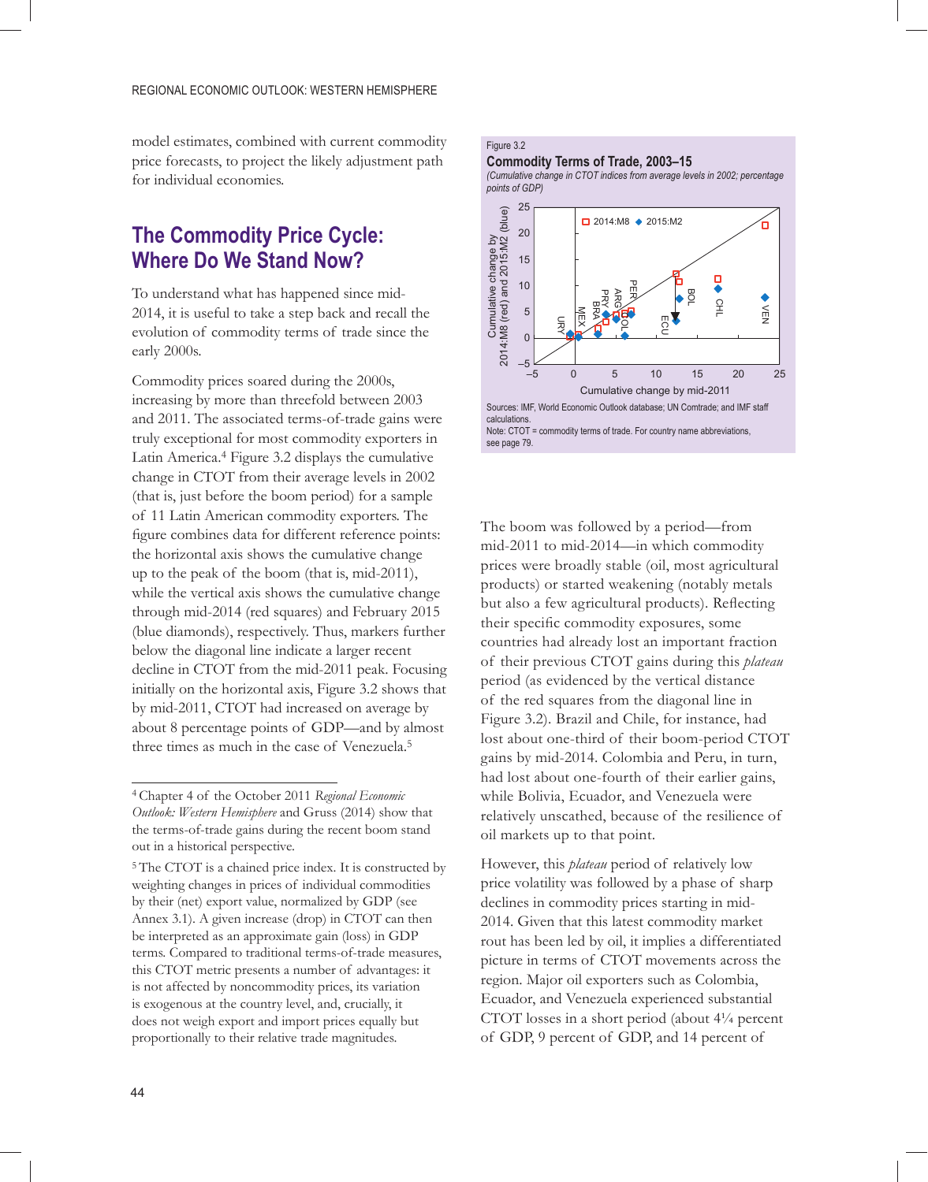model estimates, combined with current commodity price forecasts, to project the likely adjustment path for individual economies.

## The Commodity Price Cycle: Where Do We Stand Now?

To understand what has happened since mid-2014, it is useful to take a step back and recall the evolution of commodity terms of trade since the early 2000s.

Commodity prices soared during the 2000s, increasing by more than threefold between 2003 and 2011. The associated terms-of-trade gains were truly exceptional for most commodity exporters in Latin America.[4] Figure 3.2 displays the cumulative change in CTOT from their average levels in 2002 (that is, just before the boom period) for a sample of 11 Latin American commodity exporters. The figure combines data for different reference points: the horizontal axis shows the cumulative change up to the peak of the boom (that is, mid-2011), while the vertical axis shows the cumulative change through mid-2014 (red squares) and February 2015 (blue diamonds), respectively. Thus, markers further below the diagonal line indicate a larger recent decline in CTOT from the mid-2011 peak. Focusing initially on the horizontal axis, Figure 3.2 shows that by mid-2011, CTOT had increased on average by about 8 percentage points of GDP—and by almost three times as much in the case of Venezuela.[5]

Figure 3.2

**Commodity Terms of Trade, 2003–15**

*(Cumulative change in CTOT indices from average levels in 2002; percentage points of GDP)*

Sources: IMF, World Economic Outlook database; UN Comtrade; and IMF staff calculations.
Note: CTOT = commodity terms of trade. For country name abbreviations, see page 79.

The boom was followed by a period—from mid-2011 to mid-2014—in which commodity prices were broadly stable (oil, most agricultural products) or started weakening (notably metals but also a few agricultural products). Reflecting their specific commodity exposures, some countries had already lost an important fraction of their previous CTOT gains during this *plateau* period (as evidenced by the vertical distance of the red squares from the diagonal line in Figure 3.2). Brazil and Chile, for instance, had lost about one-third of their boom-period CTOT gains by mid-2014. Colombia and Peru, in turn, had lost about one-fourth of their earlier gains, while Bolivia, Ecuador, and Venezuela were relatively unscathed, because of the resilience of oil markets up to that point.

However, this *plateau* period of relatively low price volatility was followed by a phase of sharp declines in commodity prices starting in mid-2014. Given that this latest commodity market rout has been led by oil, it implies a differentiated picture in terms of CTOT movements across the region. Major oil exporters such as Colombia, Ecuador, and Venezuela experienced substantial CTOT losses in a short period (about 4¼ percent of GDP, 9 percent of GDP, and 14 percent of

---

[4] Chapter 4 of the October 2011 *Regional Economic Outlook: Western Hemisphere* and Gruss (2014) show that the terms-of-trade gains during the recent boom stand out in a historical perspective.

[5] The CTOT is a chained price index. It is constructed by weighting changes in prices of individual commodities by their (net) export value, normalized by GDP (see Annex 3.1). A given increase (drop) in CTOT can then be interpreted as an approximate gain (loss) in GDP terms. Compared to traditional terms-of-trade measures, this CTOT metric presents a number of advantages: it is not affected by noncommodity prices, its variation is exogenous at the country level, and, crucially, it does not weigh export and import prices equally but proportionally to their relative trade magnitudes.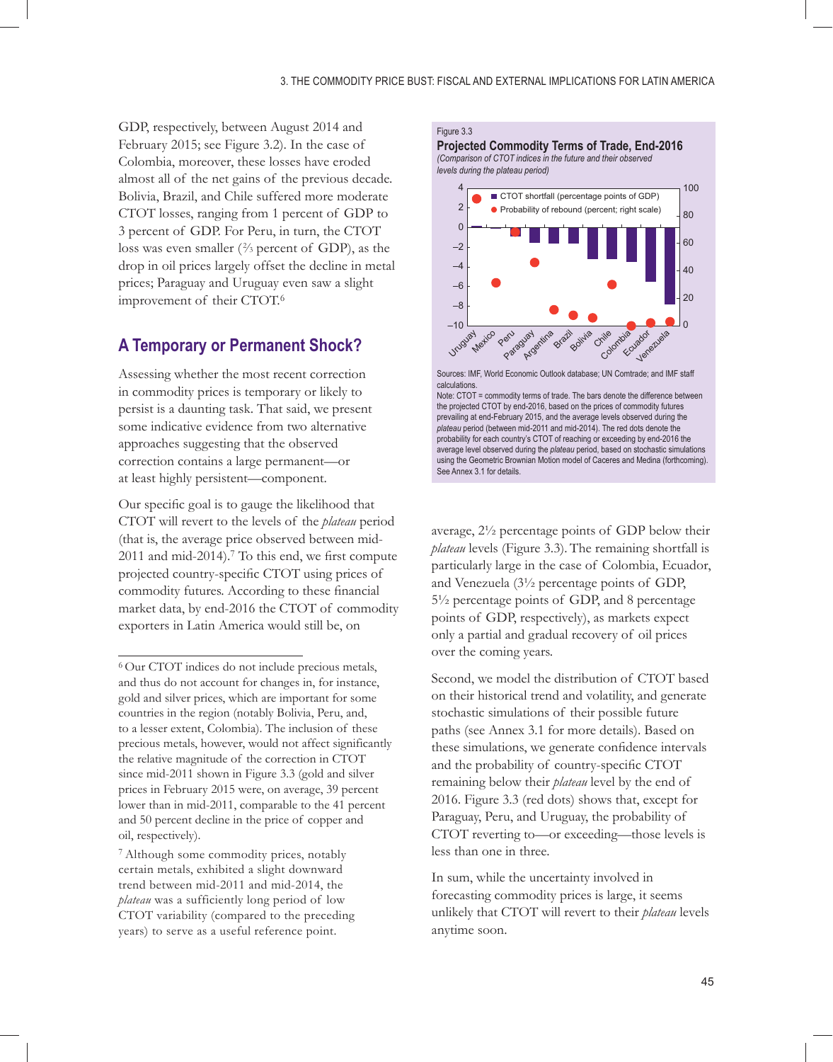GDP, respectively, between August 2014 and February 2015; see Figure 3.2). In the case of Colombia, moreover, these losses have eroded almost all of the net gains of the previous decade. Bolivia, Brazil, and Chile suffered more moderate CTOT losses, ranging from 1 percent of GDP to 3 percent of GDP. For Peru, in turn, the CTOT loss was even smaller (⅔ percent of GDP), as the drop in oil prices largely offset the decline in metal prices; Paraguay and Uruguay even saw a slight improvement of their CTOT.[6]

## A Temporary or Permanent Shock?

Assessing whether the most recent correction in commodity prices is temporary or likely to persist is a daunting task. That said, we present some indicative evidence from two alternative approaches suggesting that the observed correction contains a large permanent—or at least highly persistent—component.

Our specific goal is to gauge the likelihood that CTOT will revert to the levels of the *plateau* period (that is, the average price observed between mid-2011 and mid-2014).[7] To this end, we first compute projected country-specific CTOT using prices of commodity futures. According to these financial market data, by end-2016 the CTOT of commodity exporters in Latin America would still be, on average, 2½ percentage points of GDP below their *plateau* levels (Figure 3.3). The remaining shortfall is particularly large in the case of Colombia, Ecuador, and Venezuela (3½ percentage points of GDP, 5½ percentage points of GDP, and 8 percentage points of GDP, respectively), as markets expect only a partial and gradual recovery of oil prices over the coming years.

Second, we model the distribution of CTOT based on their historical trend and volatility, and generate stochastic simulations of their possible future paths (see Annex 3.1 for more details). Based on these simulations, we generate confidence intervals and the probability of country-specific CTOT remaining below their *plateau* level by the end of 2016. Figure 3.3 (red dots) shows that, except for Paraguay, Peru, and Uruguay, the probability of CTOT reverting to—or exceeding—those levels is less than one in three.

In sum, while the uncertainty involved in forecasting commodity prices is large, it seems unlikely that CTOT will revert to their *plateau* levels anytime soon.

Figure 3.3
**Projected Commodity Terms of Trade, End-2016**
*(Comparison of CTOT indices in the future and their observed levels during the plateau period)*

Sources: IMF, World Economic Outlook database; UN Comtrade; and IMF staff calculations.
Note: CTOT = commodity terms of trade. The bars denote the difference between the projected CTOT by end-2016, based on the prices of commodity futures prevailing at end-February 2015, and the average levels observed during the *plateau* period (between mid-2011 and mid-2014). The red dots denote the probability for each country's CTOT of reaching or exceeding by end-2016 the average level observed during the *plateau* period, based on stochastic simulations using the Geometric Brownian Motion model of Caceres and Medina (forthcoming). See Annex 3.1 for details.

---

[6] Our CTOT indices do not include precious metals, and thus do not account for changes in, for instance, gold and silver prices, which are important for some countries in the region (notably Bolivia, Peru, and, to a lesser extent, Colombia). The inclusion of these precious metals, however, would not affect significantly the relative magnitude of the correction in CTOT since mid-2011 shown in Figure 3.3 (gold and silver prices in February 2015 were, on average, 39 percent lower than in mid-2011, comparable to the 41 percent and 50 percent decline in the price of copper and oil, respectively).

[7] Although some commodity prices, notably certain metals, exhibited a slight downward trend between mid-2011 and mid-2014, the *plateau* was a sufficiently long period of low CTOT variability (compared to the preceding years) to serve as a useful reference point.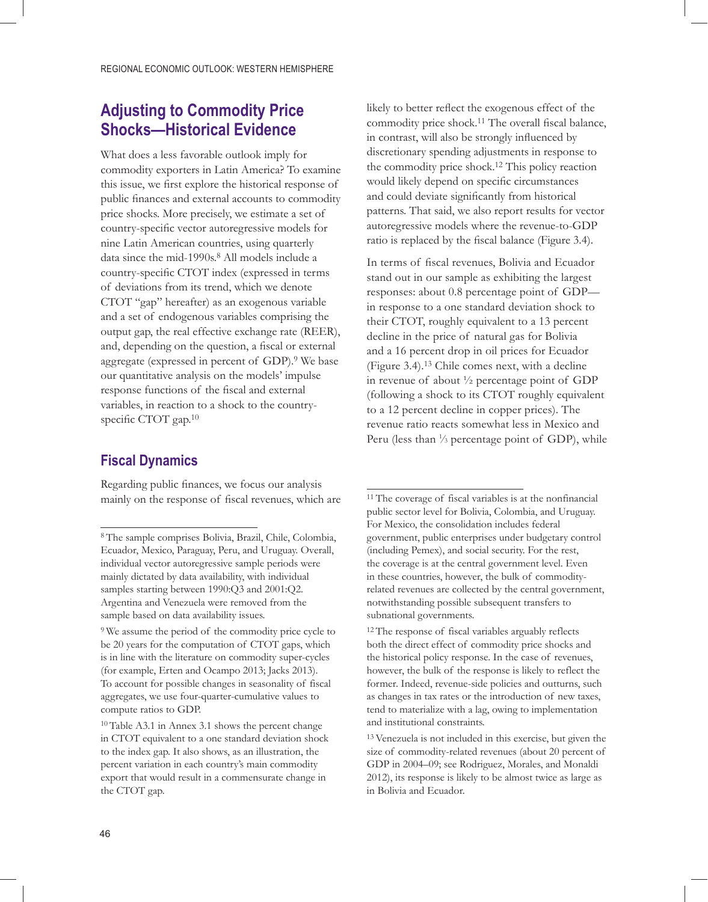## Adjusting to Commodity Price Shocks—Historical Evidence

What does a less favorable outlook imply for commodity exporters in Latin America? To examine this issue, we first explore the historical response of public finances and external accounts to commodity price shocks. More precisely, we estimate a set of country-specific vector autoregressive models for nine Latin American countries, using quarterly data since the mid-1990s.[8] All models include a country-specific CTOT index (expressed in terms of deviations from its trend, which we denote CTOT "gap" hereafter) as an exogenous variable and a set of endogenous variables comprising the output gap, the real effective exchange rate (REER), and, depending on the question, a fiscal or external aggregate (expressed in percent of GDP).[9] We base our quantitative analysis on the models' impulse response functions of the fiscal and external variables, in reaction to a shock to the country-specific CTOT gap.[10]

### Fiscal Dynamics

Regarding public finances, we focus our analysis mainly on the response of fiscal revenues, which are likely to better reflect the exogenous effect of the commodity price shock.[11] The overall fiscal balance, in contrast, will also be strongly influenced by discretionary spending adjustments in response to the commodity price shock.[12] This policy reaction would likely depend on specific circumstances and could deviate significantly from historical patterns. That said, we also report results for vector autoregressive models where the revenue-to-GDP ratio is replaced by the fiscal balance (Figure 3.4).

In terms of fiscal revenues, Bolivia and Ecuador stand out in our sample as exhibiting the largest responses: about 0.8 percentage point of GDP—in response to a one standard deviation shock to their CTOT, roughly equivalent to a 13 percent decline in the price of natural gas for Bolivia and a 16 percent drop in oil prices for Ecuador (Figure 3.4).[13] Chile comes next, with a decline in revenue of about ½ percentage point of GDP (following a shock to its CTOT roughly equivalent to a 12 percent decline in copper prices). The revenue ratio reacts somewhat less in Mexico and Peru (less than ⅓ percentage point of GDP), while

---

[8] The sample comprises Bolivia, Brazil, Chile, Colombia, Ecuador, Mexico, Paraguay, Peru, and Uruguay. Overall, individual vector autoregressive sample periods were mainly dictated by data availability, with individual samples starting between 1990:Q3 and 2001:Q2. Argentina and Venezuela were removed from the sample based on data availability issues.

[9] We assume the period of the commodity price cycle to be 20 years for the computation of CTOT gaps, which is in line with the literature on commodity super-cycles (for example, Erten and Ocampo 2013; Jacks 2013). To account for possible changes in seasonality of fiscal aggregates, we use four-quarter-cumulative values to compute ratios to GDP.

[10] Table A3.1 in Annex 3.1 shows the percent change in CTOT equivalent to a one standard deviation shock to the index gap. It also shows, as an illustration, the percent variation in each country's main commodity export that would result in a commensurate change in the CTOT gap.

[11] The coverage of fiscal variables is at the nonfinancial public sector level for Bolivia, Colombia, and Uruguay. For Mexico, the consolidation includes federal government, public enterprises under budgetary control (including Pemex), and social security. For the rest, the coverage is at the central government level. Even in these countries, however, the bulk of commodity-related revenues are collected by the central government, notwithstanding possible subsequent transfers to subnational governments.

[12] The response of fiscal variables arguably reflects both the direct effect of commodity price shocks and the historical policy response. In the case of revenues, however, the bulk of the response is likely to reflect the former. Indeed, revenue-side policies and outturns, such as changes in tax rates or the introduction of new taxes, tend to materialize with a lag, owing to implementation and institutional constraints.

[13] Venezuela is not included in this exercise, but given the size of commodity-related revenues (about 20 percent of GDP in 2004–09; see Rodriguez, Morales, and Monaldi 2012), its response is likely to be almost twice as large as in Bolivia and Ecuador.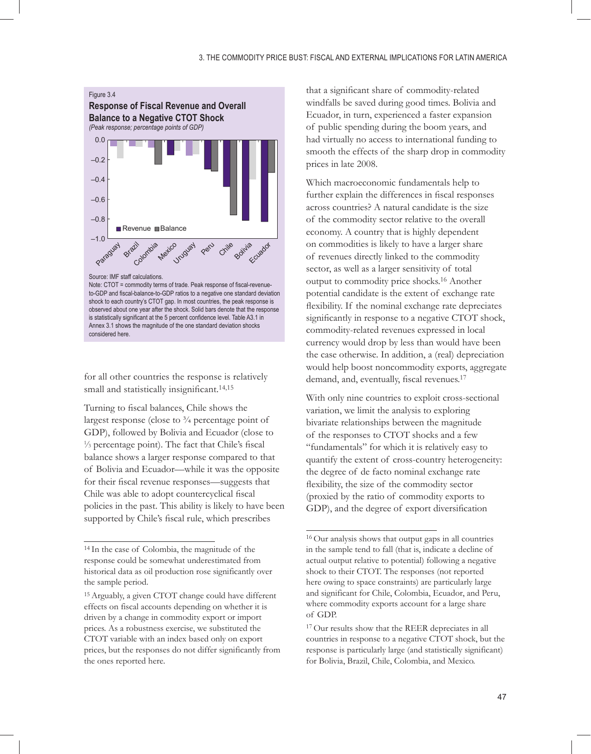Figure 3.4

**Response of Fiscal Revenue and Overall Balance to a Negative CTOT Shock**

*(Peak response; percentage points of GDP)*

Source: IMF staff calculations.

Note: CTOT = commodity terms of trade. Peak response of fiscal-revenue-to-GDP and fiscal-balance-to-GDP ratios to a negative one standard deviation shock to each country's CTOT gap. In most countries, the peak response is observed about one year after the shock. Solid bars denote that the response is statistically significant at the 5 percent confidence level. Table A3.1 in Annex 3.1 shows the magnitude of the one standard deviation shocks considered here.

for all other countries the response is relatively small and statistically insignificant.[14,15]

Turning to fiscal balances, Chile shows the largest response (close to ¾ percentage point of GDP), followed by Bolivia and Ecuador (close to ⅓ percentage point). The fact that Chile's fiscal balance shows a larger response compared to that of Bolivia and Ecuador—while it was the opposite for their fiscal revenue responses—suggests that Chile was able to adopt countercyclical fiscal policies in the past. This ability is likely to have been supported by Chile's fiscal rule, which prescribes that a significant share of commodity-related windfalls be saved during good times. Bolivia and Ecuador, in turn, experienced a faster expansion of public spending during the boom years, and had virtually no access to international funding to smooth the effects of the sharp drop in commodity prices in late 2008.

Which macroeconomic fundamentals help to further explain the differences in fiscal responses across countries? A natural candidate is the size of the commodity sector relative to the overall economy. A country that is highly dependent on commodities is likely to have a larger share of revenues directly linked to the commodity sector, as well as a larger sensitivity of total output to commodity price shocks.[16] Another potential candidate is the extent of exchange rate flexibility. If the nominal exchange rate depreciates significantly in response to a negative CTOT shock, commodity-related revenues expressed in local currency would drop by less than would have been the case otherwise. In addition, a (real) depreciation would help boost noncommodity exports, aggregate demand, and, eventually, fiscal revenues.[17]

With only nine countries to exploit cross-sectional variation, we limit the analysis to exploring bivariate relationships between the magnitude of the responses to CTOT shocks and a few "fundamentals" for which it is relatively easy to quantify the extent of cross-country heterogeneity: the degree of de facto nominal exchange rate flexibility, the size of the commodity sector (proxied by the ratio of commodity exports to GDP), and the degree of export diversification

---

[14] In the case of Colombia, the magnitude of the response could be somewhat underestimated from historical data as oil production rose significantly over the sample period.

[15] Arguably, a given CTOT change could have different effects on fiscal accounts depending on whether it is driven by a change in commodity export or import prices. As a robustness exercise, we substituted the CTOT variable with an index based only on export prices, but the responses do not differ significantly from the ones reported here.

[16] Our analysis shows that output gaps in all countries in the sample tend to fall (that is, indicate a decline of actual output relative to potential) following a negative shock to their CTOT. The responses (not reported here owing to space constraints) are particularly large and significant for Chile, Colombia, Ecuador, and Peru, where commodity exports account for a large share of GDP.

[17] Our results show that the REER depreciates in all countries in response to a negative CTOT shock, but the response is particularly large (and statistically significant) for Bolivia, Brazil, Chile, Colombia, and Mexico.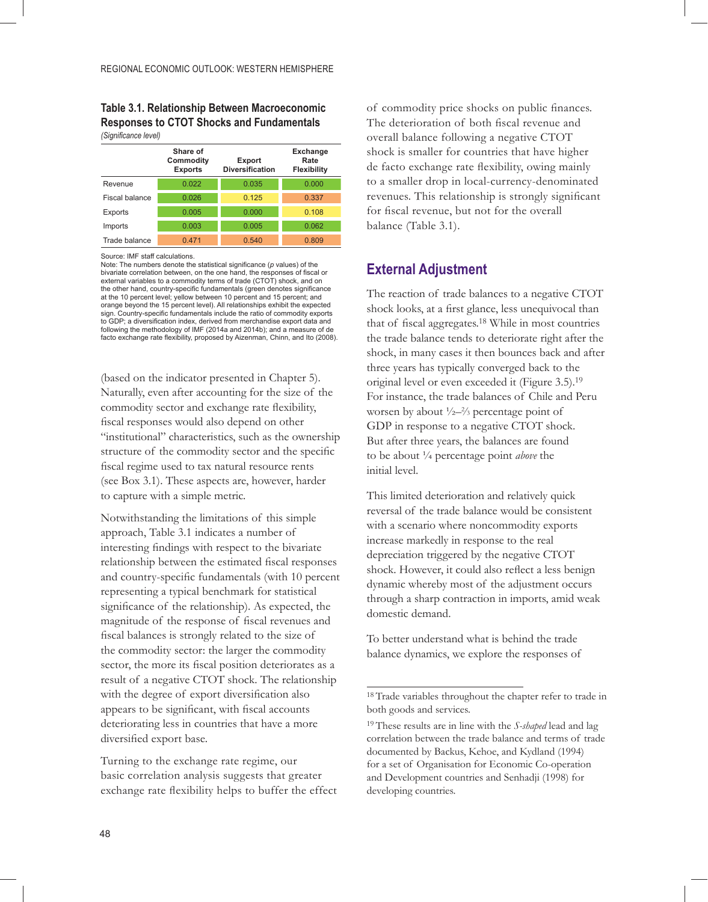**Table 3.1. Relationship Between Macroeconomic Responses to CTOT Shocks and Fundamentals**
*(Significance level)*

| | Share of Commodity Exports | Export Diversification | Exchange Rate Flexibility |
|---|---|---|---|
| Revenue | 0.022 | 0.035 | 0.000 |
| Fiscal balance | 0.026 | 0.125 | 0.337 |
| Exports | 0.005 | 0.000 | 0.108 |
| Imports | 0.003 | 0.005 | 0.062 |
| Trade balance | 0.471 | 0.540 | 0.809 |

Source: IMF staff calculations.
Note: The numbers denote the statistical significance (*p* values) of the bivariate correlation between, on the one hand, the responses of fiscal or external variables to a commodity terms of trade (CTOT) shock, and on the other hand, country-specific fundamentals (green denotes significance at the 10 percent level; yellow between 10 percent and 15 percent; and orange beyond the 15 percent level). All relationships exhibit the expected sign. Country-specific fundamentals include the ratio of commodity exports to GDP; a diversification index, derived from merchandise export data and following the methodology of IMF (2014a and 2014b); and a measure of de facto exchange rate flexibility, proposed by Aizenman, Chinn, and Ito (2008).

(based on the indicator presented in Chapter 5). Naturally, even after accounting for the size of the commodity sector and exchange rate flexibility, fiscal responses would also depend on other "institutional" characteristics, such as the ownership structure of the commodity sector and the specific fiscal regime used to tax natural resource rents (see Box 3.1). These aspects are, however, harder to capture with a simple metric.

Notwithstanding the limitations of this simple approach, Table 3.1 indicates a number of interesting findings with respect to the bivariate relationship between the estimated fiscal responses and country-specific fundamentals (with 10 percent representing a typical benchmark for statistical significance of the relationship). As expected, the magnitude of the response of fiscal revenues and fiscal balances is strongly related to the size of the commodity sector: the larger the commodity sector, the more its fiscal position deteriorates as a result of a negative CTOT shock. The relationship with the degree of export diversification also appears to be significant, with fiscal accounts deteriorating less in countries that have a more diversified export base.

Turning to the exchange rate regime, our basic correlation analysis suggests that greater exchange rate flexibility helps to buffer the effect of commodity price shocks on public finances. The deterioration of both fiscal revenue and overall balance following a negative CTOT shock is smaller for countries that have higher de facto exchange rate flexibility, owing mainly to a smaller drop in local-currency-denominated revenues. This relationship is strongly significant for fiscal revenue, but not for the overall balance (Table 3.1).

## External Adjustment

The reaction of trade balances to a negative CTOT shock looks, at a first glance, less unequivocal than that of fiscal aggregates.[18] While in most countries the trade balance tends to deteriorate right after the shock, in many cases it then bounces back and after three years has typically converged back to the original level or even exceeded it (Figure 3.5).[19] For instance, the trade balances of Chile and Peru worsen by about ½–⅔ percentage point of GDP in response to a negative CTOT shock. But after three years, the balances are found to be about ¼ percentage point *above* the initial level.

This limited deterioration and relatively quick reversal of the trade balance would be consistent with a scenario where noncommodity exports increase markedly in response to the real depreciation triggered by the negative CTOT shock. However, it could also reflect a less benign dynamic whereby most of the adjustment occurs through a sharp contraction in imports, amid weak domestic demand.

To better understand what is behind the trade balance dynamics, we explore the responses of

[18] Trade variables throughout the chapter refer to trade in both goods and services.

[19] These results are in line with the *S-shaped* lead and lag correlation between the trade balance and terms of trade documented by Backus, Kehoe, and Kydland (1994) for a set of Organisation for Economic Co-operation and Development countries and Senhadji (1998) for developing countries.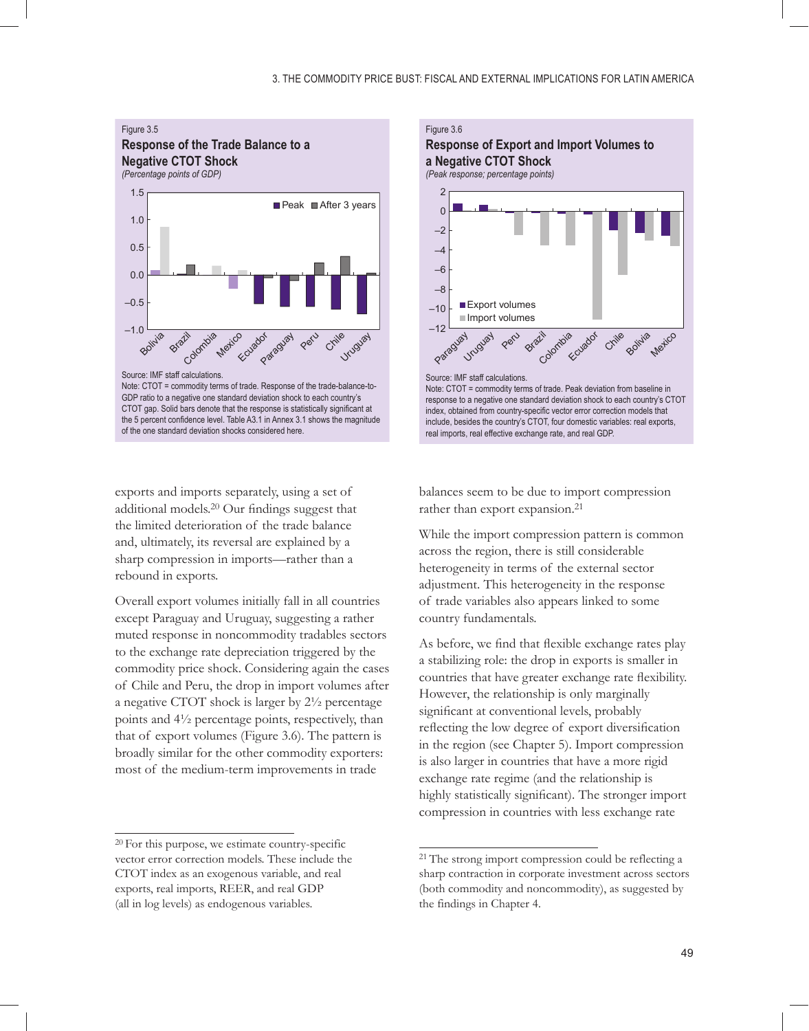Figure 3.5

**Response of the Trade Balance to a Negative CTOT Shock**

*(Percentage points of GDP)*

Source: IMF staff calculations.

Note: CTOT = commodity terms of trade. Response of the trade-balance-to-GDP ratio to a negative one standard deviation shock to each country's CTOT gap. Solid bars denote that the response is statistically significant at the 5 percent confidence level. Table A3.1 in Annex 3.1 shows the magnitude of the one standard deviation shocks considered here.

Figure 3.6

**Response of Export and Import Volumes to a Negative CTOT Shock**

*(Peak response; percentage points)*

Source: IMF staff calculations.

Note: CTOT = commodity terms of trade. Peak deviation from baseline in response to a negative one standard deviation shock to each country's CTOT index, obtained from country-specific vector error correction models that include, besides the country's CTOT, four domestic variables: real exports, real imports, real effective exchange rate, and real GDP.

exports and imports separately, using a set of additional models.[20] Our findings suggest that the limited deterioration of the trade balance and, ultimately, its reversal are explained by a sharp compression in imports—rather than a rebound in exports.

Overall export volumes initially fall in all countries except Paraguay and Uruguay, suggesting a rather muted response in noncommodity tradables sectors to the exchange rate depreciation triggered by the commodity price shock. Considering again the cases of Chile and Peru, the drop in import volumes after a negative CTOT shock is larger by 2½ percentage points and 4½ percentage points, respectively, than that of export volumes (Figure 3.6). The pattern is broadly similar for the other commodity exporters: most of the medium-term improvements in trade balances seem to be due to import compression rather than export expansion.[21]

While the import compression pattern is common across the region, there is still considerable heterogeneity in terms of the external sector adjustment. This heterogeneity in the response of trade variables also appears linked to some country fundamentals.

As before, we find that flexible exchange rates play a stabilizing role: the drop in exports is smaller in countries that have greater exchange rate flexibility. However, the relationship is only marginally significant at conventional levels, probably reflecting the low degree of export diversification in the region (see Chapter 5). Import compression is also larger in countries that have a more rigid exchange rate regime (and the relationship is highly statistically significant). The stronger import compression in countries with less exchange rate

[20] For this purpose, we estimate country-specific vector error correction models. These include the CTOT index as an exogenous variable, and real exports, real imports, REER, and real GDP (all in log levels) as endogenous variables.

[21] The strong import compression could be reflecting a sharp contraction in corporate investment across sectors (both commodity and noncommodity), as suggested by the findings in Chapter 4.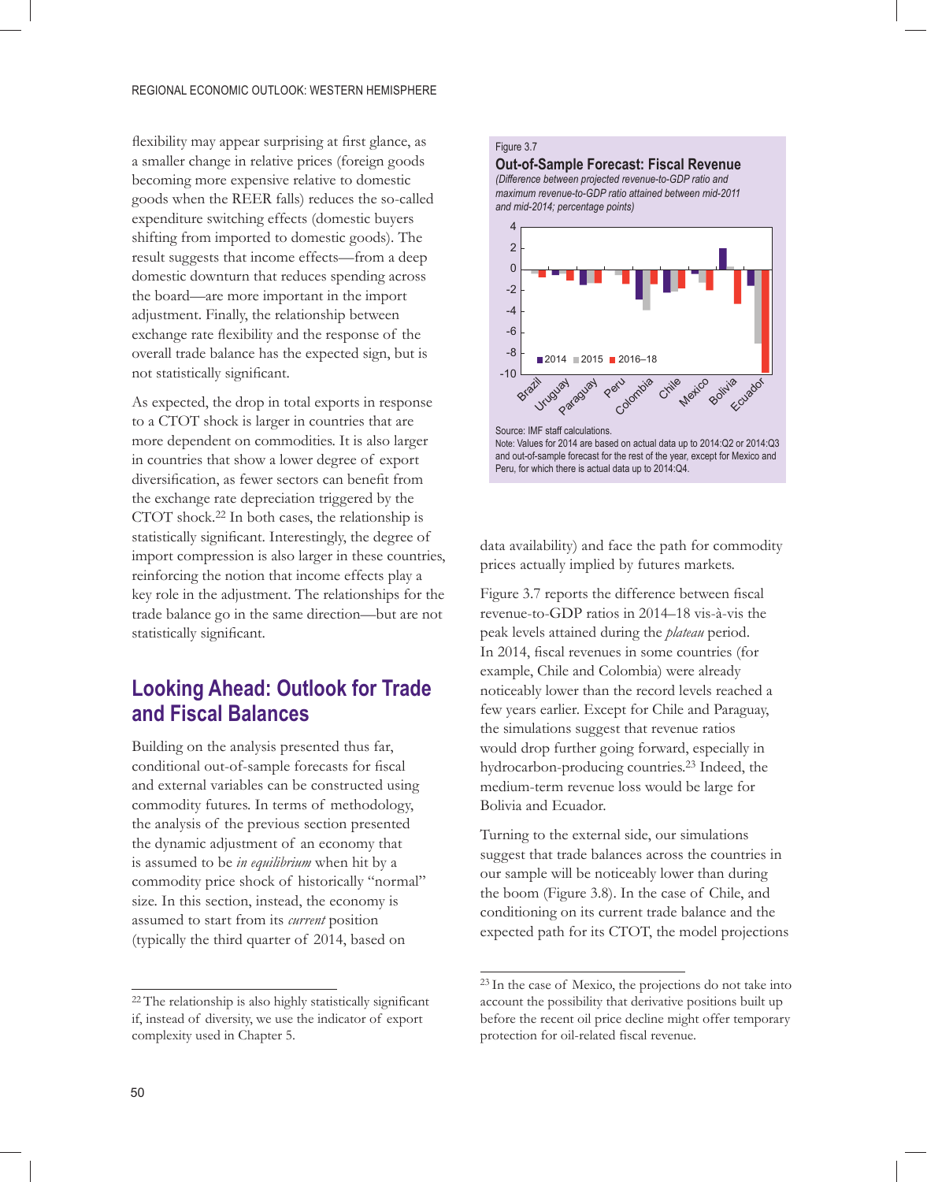flexibility may appear surprising at first glance, as a smaller change in relative prices (foreign goods becoming more expensive relative to domestic goods when the REER falls) reduces the so-called expenditure switching effects (domestic buyers shifting from imported to domestic goods). The result suggests that income effects—from a deep domestic downturn that reduces spending across the board—are more important in the import adjustment. Finally, the relationship between exchange rate flexibility and the response of the overall trade balance has the expected sign, but is not statistically significant.

As expected, the drop in total exports in response to a CTOT shock is larger in countries that are more dependent on commodities. It is also larger in countries that show a lower degree of export diversification, as fewer sectors can benefit from the exchange rate depreciation triggered by the CTOT shock.[22] In both cases, the relationship is statistically significant. Interestingly, the degree of import compression is also larger in these countries, reinforcing the notion that income effects play a key role in the adjustment. The relationships for the trade balance go in the same direction—but are not statistically significant.

## Looking Ahead: Outlook for Trade and Fiscal Balances

Building on the analysis presented thus far, conditional out-of-sample forecasts for fiscal and external variables can be constructed using commodity futures. In terms of methodology, the analysis of the previous section presented the dynamic adjustment of an economy that is assumed to be *in equilibrium* when hit by a commodity price shock of historically "normal" size. In this section, instead, the economy is assumed to start from its *current* position (typically the third quarter of 2014, based on data availability) and face the path for commodity prices actually implied by futures markets.

Figure 3.7

**Out-of-Sample Forecast: Fiscal Revenue**

*(Difference between projected revenue-to-GDP ratio and maximum revenue-to-GDP ratio attained between mid-2011 and mid-2014; percentage points)*

Source: IMF staff calculations.

Note: Values for 2014 are based on actual data up to 2014:Q2 or 2014:Q3 and out-of-sample forecast for the rest of the year, except for Mexico and Peru, for which there is actual data up to 2014:Q4.

Figure 3.7 reports the difference between fiscal revenue-to-GDP ratios in 2014–18 vis-à-vis the peak levels attained during the *plateau* period. In 2014, fiscal revenues in some countries (for example, Chile and Colombia) were already noticeably lower than the record levels reached a few years earlier. Except for Chile and Paraguay, the simulations suggest that revenue ratios would drop further going forward, especially in hydrocarbon-producing countries.[23] Indeed, the medium-term revenue loss would be large for Bolivia and Ecuador.

Turning to the external side, our simulations suggest that trade balances across the countries in our sample will be noticeably lower than during the boom (Figure 3.8). In the case of Chile, and conditioning on its current trade balance and the expected path for its CTOT, the model projections

---

[22] The relationship is also highly statistically significant if, instead of diversity, we use the indicator of export complexity used in Chapter 5.

[23] In the case of Mexico, the projections do not take into account the possibility that derivative positions built up before the recent oil price decline might offer temporary protection for oil-related fiscal revenue.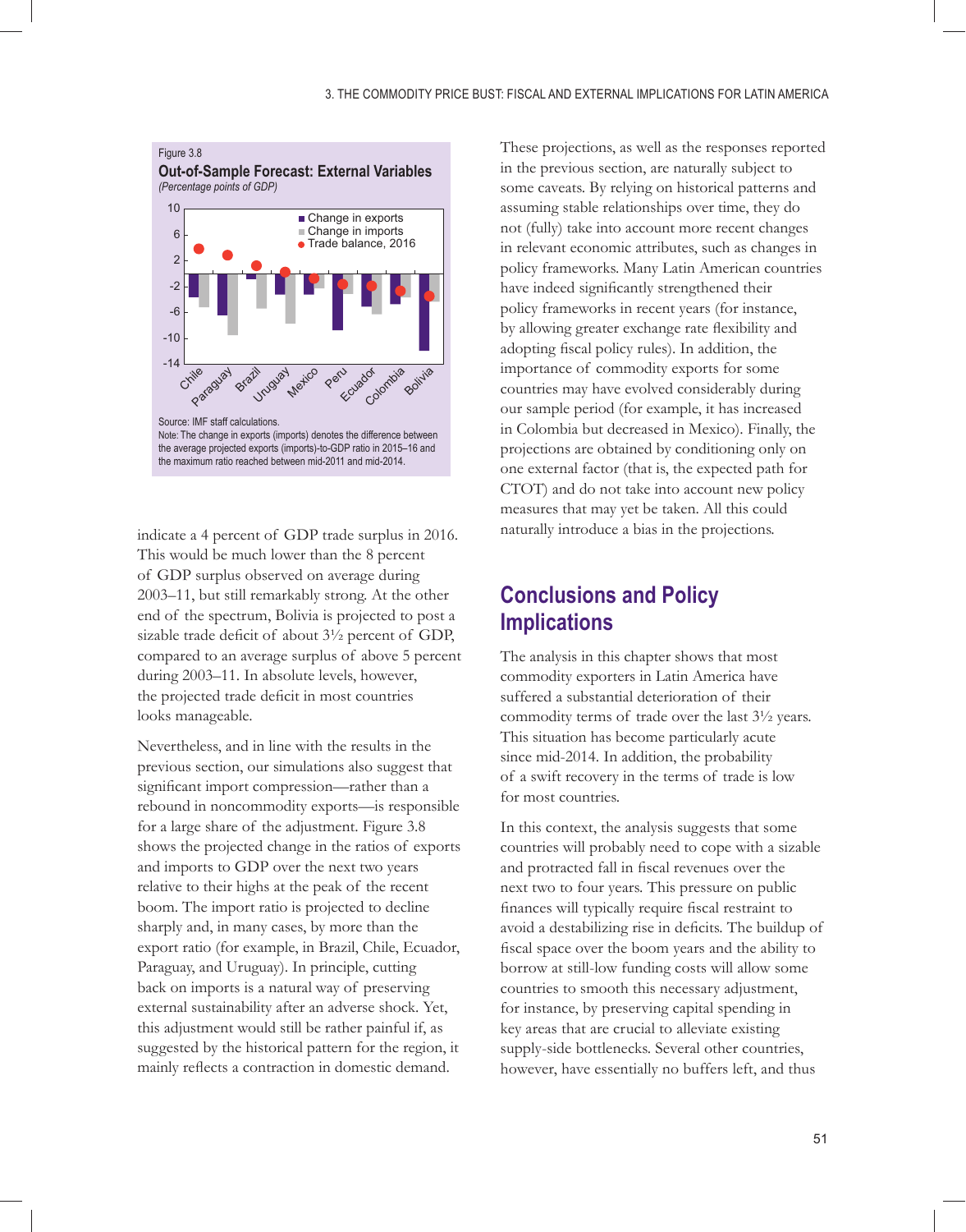Figure 3.8

**Out-of-Sample Forecast: External Variables**

*(Percentage points of GDP)*

Source: IMF staff calculations.

Note: The change in exports (imports) denotes the difference between the average projected exports (imports)-to-GDP ratio in 2015–16 and the maximum ratio reached between mid-2011 and mid-2014.

indicate a 4 percent of GDP trade surplus in 2016. This would be much lower than the 8 percent of GDP surplus observed on average during 2003–11, but still remarkably strong. At the other end of the spectrum, Bolivia is projected to post a sizable trade deficit of about 3½ percent of GDP, compared to an average surplus of above 5 percent during 2003–11. In absolute levels, however, the projected trade deficit in most countries looks manageable.

Nevertheless, and in line with the results in the previous section, our simulations also suggest that significant import compression—rather than a rebound in noncommodity exports—is responsible for a large share of the adjustment. Figure 3.8 shows the projected change in the ratios of exports and imports to GDP over the next two years relative to their highs at the peak of the recent boom. The import ratio is projected to decline sharply and, in many cases, by more than the export ratio (for example, in Brazil, Chile, Ecuador, Paraguay, and Uruguay). In principle, cutting back on imports is a natural way of preserving external sustainability after an adverse shock. Yet, this adjustment would still be rather painful if, as suggested by the historical pattern for the region, it mainly reflects a contraction in domestic demand.

These projections, as well as the responses reported in the previous section, are naturally subject to some caveats. By relying on historical patterns and assuming stable relationships over time, they do not (fully) take into account more recent changes in relevant economic attributes, such as changes in policy frameworks. Many Latin American countries have indeed significantly strengthened their policy frameworks in recent years (for instance, by allowing greater exchange rate flexibility and adopting fiscal policy rules). In addition, the importance of commodity exports for some countries may have evolved considerably during our sample period (for example, it has increased in Colombia but decreased in Mexico). Finally, the projections are obtained by conditioning only on one external factor (that is, the expected path for CTOT) and do not take into account new policy measures that may yet be taken. All this could naturally introduce a bias in the projections.

## Conclusions and Policy Implications

The analysis in this chapter shows that most commodity exporters in Latin America have suffered a substantial deterioration of their commodity terms of trade over the last 3½ years. This situation has become particularly acute since mid-2014. In addition, the probability of a swift recovery in the terms of trade is low for most countries.

In this context, the analysis suggests that some countries will probably need to cope with a sizable and protracted fall in fiscal revenues over the next two to four years. This pressure on public finances will typically require fiscal restraint to avoid a destabilizing rise in deficits. The buildup of fiscal space over the boom years and the ability to borrow at still-low funding costs will allow some countries to smooth this necessary adjustment, for instance, by preserving capital spending in key areas that are crucial to alleviate existing supply-side bottlenecks. Several other countries, however, have essentially no buffers left, and thus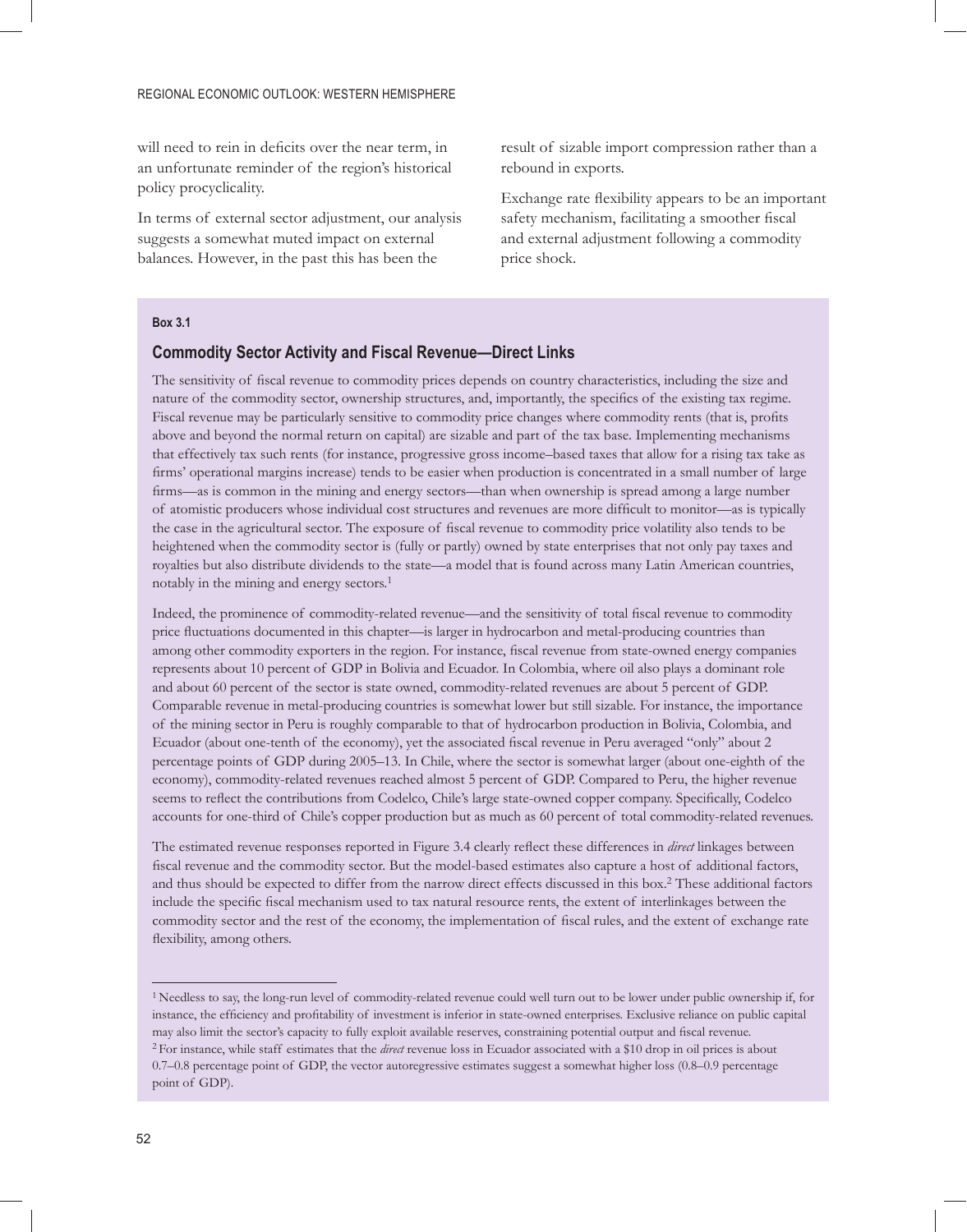will need to rein in deficits over the near term, in an unfortunate reminder of the region's historical policy procyclicality.

In terms of external sector adjustment, our analysis suggests a somewhat muted impact on external balances. However, in the past this has been the result of sizable import compression rather than a rebound in exports.

Exchange rate flexibility appears to be an important safety mechanism, facilitating a smoother fiscal and external adjustment following a commodity price shock.

**Box 3.1**

### Commodity Sector Activity and Fiscal Revenue—Direct Links

The sensitivity of fiscal revenue to commodity prices depends on country characteristics, including the size and nature of the commodity sector, ownership structures, and, importantly, the specifics of the existing tax regime. Fiscal revenue may be particularly sensitive to commodity price changes where commodity rents (that is, profits above and beyond the normal return on capital) are sizable and part of the tax base. Implementing mechanisms that effectively tax such rents (for instance, progressive gross income–based taxes that allow for a rising tax take as firms' operational margins increase) tends to be easier when production is concentrated in a small number of large firms—as is common in the mining and energy sectors—than when ownership is spread among a large number of atomistic producers whose individual cost structures and revenues are more difficult to monitor—as is typically the case in the agricultural sector. The exposure of fiscal revenue to commodity price volatility also tends to be heightened when the commodity sector is (fully or partly) owned by state enterprises that not only pay taxes and royalties but also distribute dividends to the state—a model that is found across many Latin American countries, notably in the mining and energy sectors.[1]

Indeed, the prominence of commodity-related revenue—and the sensitivity of total fiscal revenue to commodity price fluctuations documented in this chapter—is larger in hydrocarbon and metal-producing countries than among other commodity exporters in the region. For instance, fiscal revenue from state-owned energy companies represents about 10 percent of GDP in Bolivia and Ecuador. In Colombia, where oil also plays a dominant role and about 60 percent of the sector is state owned, commodity-related revenues are about 5 percent of GDP. Comparable revenue in metal-producing countries is somewhat lower but still sizable. For instance, the importance of the mining sector in Peru is roughly comparable to that of hydrocarbon production in Bolivia, Colombia, and Ecuador (about one-tenth of the economy), yet the associated fiscal revenue in Peru averaged "only" about 2 percentage points of GDP during 2005–13. In Chile, where the sector is somewhat larger (about one-eighth of the economy), commodity-related revenues reached almost 5 percent of GDP. Compared to Peru, the higher revenue seems to reflect the contributions from Codelco, Chile's large state-owned copper company. Specifically, Codelco accounts for one-third of Chile's copper production but as much as 60 percent of total commodity-related revenues.

The estimated revenue responses reported in Figure 3.4 clearly reflect these differences in *direct* linkages between fiscal revenue and the commodity sector. But the model-based estimates also capture a host of additional factors, and thus should be expected to differ from the narrow direct effects discussed in this box.[2] These additional factors include the specific fiscal mechanism used to tax natural resource rents, the extent of interlinkages between the commodity sector and the rest of the economy, the implementation of fiscal rules, and the extent of exchange rate flexibility, among others.

---

[1] Needless to say, the long-run level of commodity-related revenue could well turn out to be lower under public ownership if, for instance, the efficiency and profitability of investment is inferior in state-owned enterprises. Exclusive reliance on public capital may also limit the sector's capacity to fully exploit available reserves, constraining potential output and fiscal revenue.

[2] For instance, while staff estimates that the *direct* revenue loss in Ecuador associated with a $10 drop in oil prices is about 0.7–0.8 percentage point of GDP, the vector autoregressive estimates suggest a somewhat higher loss (0.8–0.9 percentage point of GDP).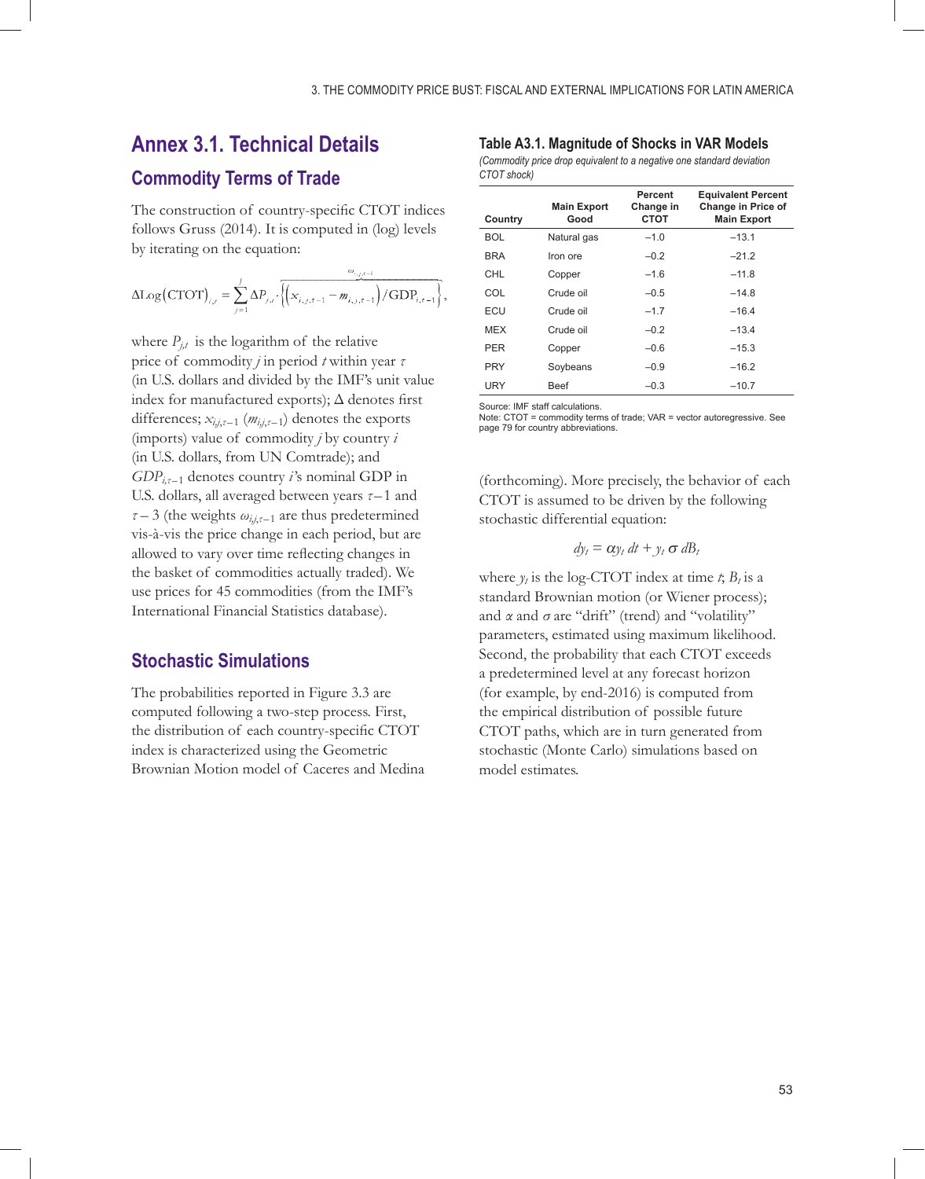## Annex 3.1. Technical Details

### Commodity Terms of Trade

The construction of country-specific CTOT indices follows Gruss (2014). It is computed in (log) levels by iterating on the equation:

$$\Delta \text{Log}(\text{CTOT})_{i,t} = \sum_{j=1}^{J} \Delta P_{j,t} \cdot \overbrace{\left\{ \left( x_{i,j,\tau-1} - m_{i,j,\tau-1} \right) / \text{GDP}_{i,\tau-1} \right\}}^{\omega_{i,j,\tau-1}},$$

where $P_{j,t}$ is the logarithm of the relative price of commodity $j$ in period $t$ within year $\tau$ (in U.S. dollars and divided by the IMF's unit value index for manufactured exports); Δ denotes first differences; $x_{i,j,\tau-1}$ ($m_{i,j,\tau-1}$) denotes the exports (imports) value of commodity $j$ by country $i$ (in U.S. dollars, from UN Comtrade); and $GDP_{i,\tau-1}$ denotes country $i$'s nominal GDP in U.S. dollars, all averaged between years $\tau-1$ and $\tau-3$ (the weights $\omega_{i,j,\tau-1}$ are thus predetermined vis-à-vis the price change in each period, but are allowed to vary over time reflecting changes in the basket of commodities actually traded). We use prices for 45 commodities (from the IMF's International Financial Statistics database).

### Stochastic Simulations

The probabilities reported in Figure 3.3 are computed following a two-step process. First, the distribution of each country-specific CTOT index is characterized using the Geometric Brownian Motion model of Caceres and Medina (forthcoming). More precisely, the behavior of each CTOT is assumed to be driven by the following stochastic differential equation:

$$dy_t = \alpha y_t \, dt + y_t \, \sigma \, dB_t$$

where $y_t$ is the log-CTOT index at time $t$; $B_t$ is a standard Brownian motion (or Wiener process); and $\alpha$ and $\sigma$ are "drift" (trend) and "volatility" parameters, estimated using maximum likelihood. Second, the probability that each CTOT exceeds a predetermined level at any forecast horizon (for example, by end-2016) is computed from the empirical distribution of possible future CTOT paths, which are in turn generated from stochastic (Monte Carlo) simulations based on model estimates.

**Table A3.1. Magnitude of Shocks in VAR Models**

*(Commodity price drop equivalent to a negative one standard deviation CTOT shock)*

| Country | Main Export Good | Percent Change in CTOT | Equivalent Percent Change in Price of Main Export |
|---|---|---|---|
| BOL | Natural gas | –1.0 | –13.1 |
| BRA | Iron ore | –0.2 | –21.2 |
| CHL | Copper | –1.6 | –11.8 |
| COL | Crude oil | –0.5 | –14.8 |
| ECU | Crude oil | –1.7 | –16.4 |
| MEX | Crude oil | –0.2 | –13.4 |
| PER | Copper | –0.6 | –15.3 |
| PRY | Soybeans | –0.9 | –16.2 |
| URY | Beef | –0.3 | –10.7 |

Source: IMF staff calculations.
Note: CTOT = commodity terms of trade; VAR = vector autoregressive. See page 79 for country abbreviations.